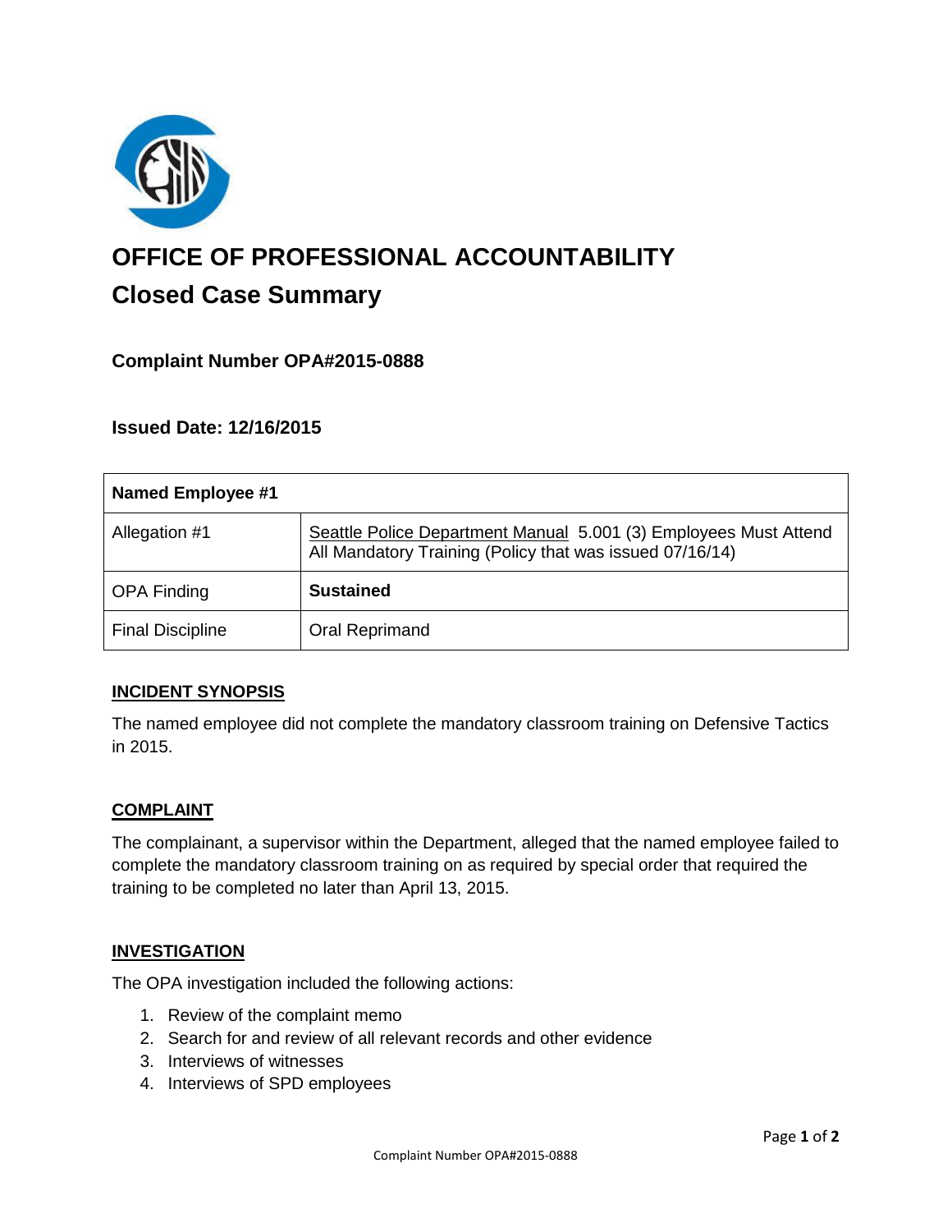# OFFICE OF PROFESSIONAL ACCOUNTABILITY

## Closed Case Summary

### Complaint Number OPA#2015-0888

### Issued Date: 12/16/2015

| **Named Employee #1** | |
|---|---|
| Allegation #1 | Seattle Police Department Manual 5.001 (3) Employees Must Attend All Mandatory Training (Policy that was issued 07/16/14) |
| OPA Finding | **Sustained** |
| Final Discipline | Oral Reprimand |

#### INCIDENT SYNOPSIS

The named employee did not complete the mandatory classroom training on Defensive Tactics in 2015.

#### COMPLAINT

The complainant, a supervisor within the Department, alleged that the named employee failed to complete the mandatory classroom training on as required by special order that required the training to be completed no later than April 13, 2015.

#### INVESTIGATION

The OPA investigation included the following actions:

1. Review of the complaint memo
2. Search for and review of all relevant records and other evidence
3. Interviews of witnesses
4. Interviews of SPD employees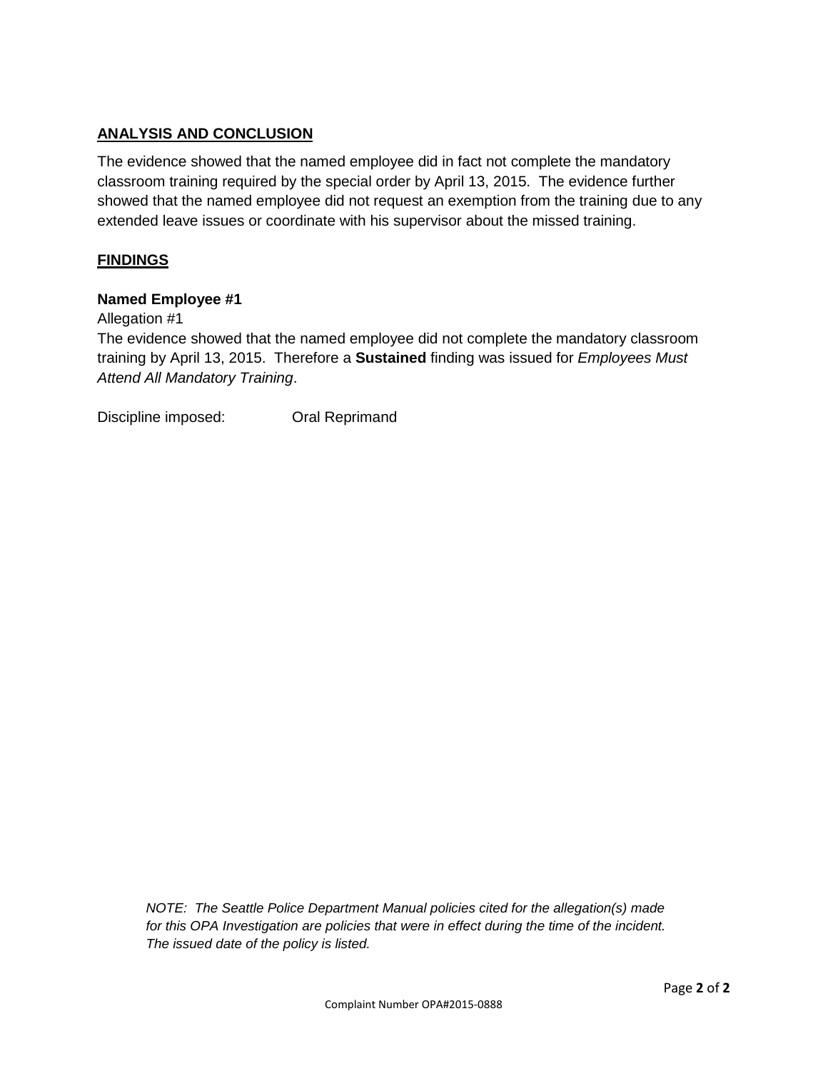## ANALYSIS AND CONCLUSION

The evidence showed that the named employee did in fact not complete the mandatory classroom training required by the special order by April 13, 2015. The evidence further showed that the named employee did not request an exemption from the training due to any extended leave issues or coordinate with his supervisor about the missed training.

## FINDINGS

**Named Employee #1**

Allegation #1

The evidence showed that the named employee did not complete the mandatory classroom training by April 13, 2015. Therefore a **Sustained** finding was issued for *Employees Must Attend All Mandatory Training*.

Discipline imposed: Oral Reprimand

*NOTE: The Seattle Police Department Manual policies cited for the allegation(s) made for this OPA Investigation are policies that were in effect during the time of the incident. The issued date of the policy is listed.*

Complaint Number OPA#2015-0888